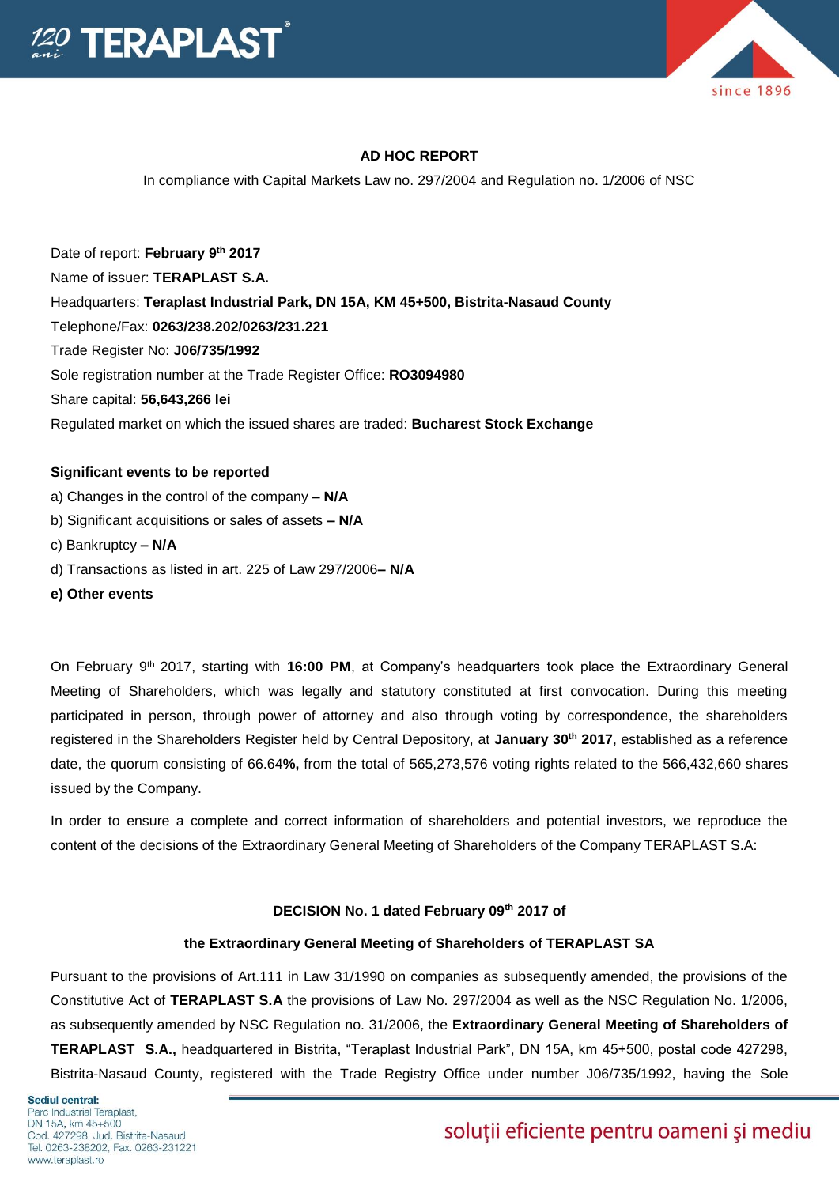**AD HOC REPORT**

In compliance with Capital Markets Law no. 297/2004 and Regulation no. 1/2006 of NSC

Date of report: **February 9th 2017**

Name of issuer: **TERAPLAST S.A.**

Headquarters: **Teraplast Industrial Park, DN 15A, KM 45+500, Bistrita-Nasaud County**

Telephone/Fax: **0263/238.202/0263/231.221**

Trade Register No: **J06/735/1992**

Sole registration number at the Trade Register Office: **RO3094980**

Share capital: **56,643,266 lei**

Regulated market on which the issued shares are traded: **Bucharest Stock Exchange**

**Significant events to be reported**

a) Changes in the control of the company **– N/A**

b) Significant acquisitions or sales of assets **– N/A**

c) Bankruptcy **– N/A**

d) Transactions as listed in art. 225 of Law 297/2006**– N/A**

**e) Other events**

On February 9th 2017, starting with **16:00 PM**, at Company's headquarters took place the Extraordinary General Meeting of Shareholders, which was legally and statutory constituted at first convocation. During this meeting participated in person, through power of attorney and also through voting by correspondence, the shareholders registered in the Shareholders Register held by Central Depository, at **January 30th 2017**, established as a reference date, the quorum consisting of 66.64**%,** from the total of 565,273,576 voting rights related to the 566,432,660 shares issued by the Company.

In order to ensure a complete and correct information of shareholders and potential investors, we reproduce the content of the decisions of the Extraordinary General Meeting of Shareholders of the Company TERAPLAST S.A:

**DECISION No. 1 dated February 09th 2017 of**

**the Extraordinary General Meeting of Shareholders of TERAPLAST SA**

Pursuant to the provisions of Art.111 in Law 31/1990 on companies as subsequently amended, the provisions of the Constitutive Act of **TERAPLAST S.A** the provisions of Law No. 297/2004 as well as the NSC Regulation No. 1/2006, as subsequently amended by NSC Regulation no. 31/2006, the **Extraordinary General Meeting of Shareholders of TERAPLAST S.A.,** headquartered in Bistrita, "Teraplast Industrial Park", DN 15A, km 45+500, postal code 427298, Bistrita-Nasaud County, registered with the Trade Registry Office under number J06/735/1992, having the Sole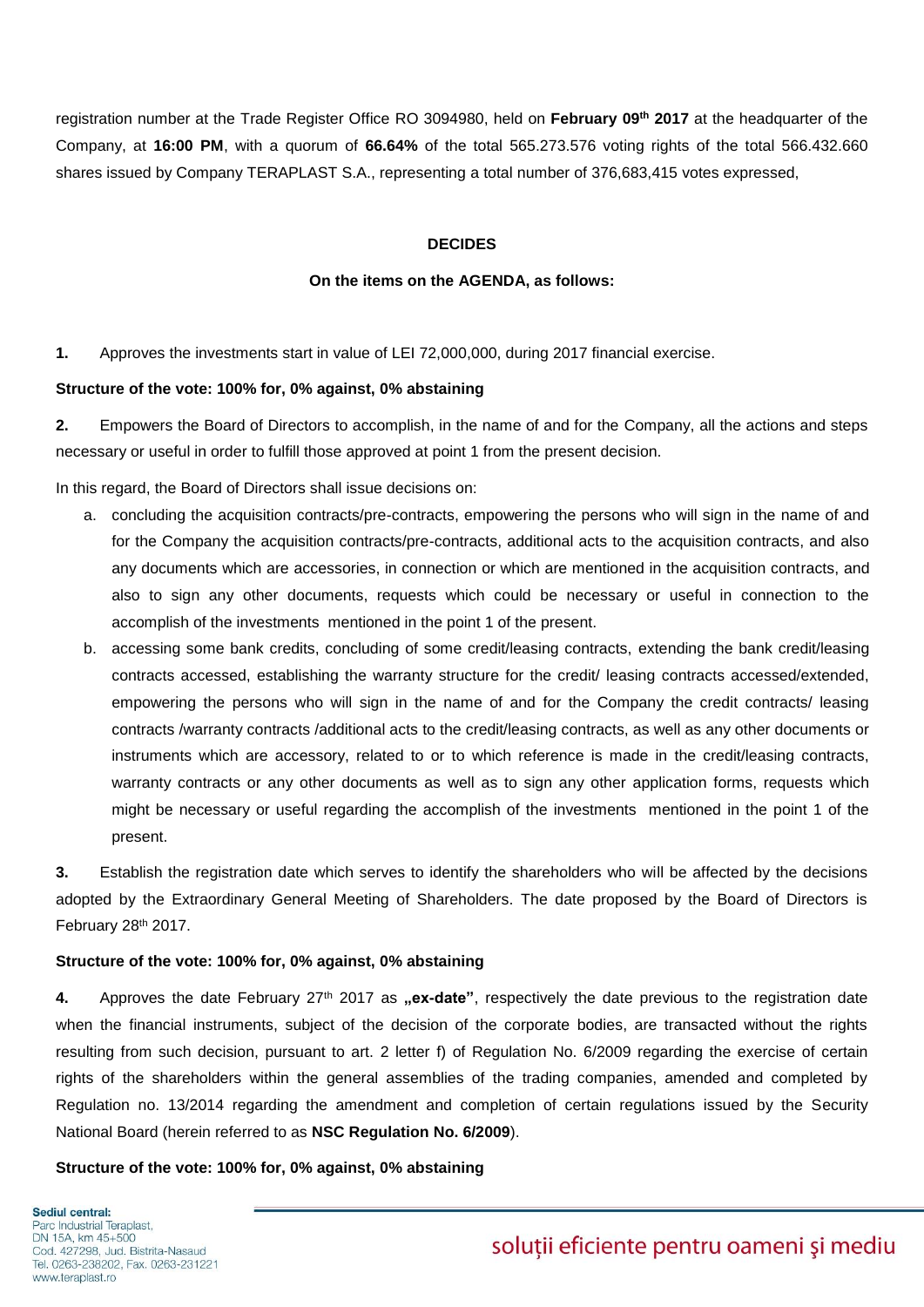registration number at the Trade Register Office RO 3094980, held on **February 09th 2017** at the headquarter of the Company, at **16:00 PM**, with a quorum of **66.64%** of the total 565.273.576 voting rights of the total 566.432.660 shares issued by Company TERAPLAST S.A., representing a total number of 376,683,415 votes expressed,

**DECIDES**

**On the items on the AGENDA, as follows:**

**1.** Approves the investments start in value of LEI 72,000,000, during 2017 financial exercise.

**Structure of the vote: 100% for, 0% against, 0% abstaining**

**2.** Empowers the Board of Directors to accomplish, in the name of and for the Company, all the actions and steps necessary or useful in order to fulfill those approved at point 1 from the present decision.

In this regard, the Board of Directors shall issue decisions on:

a. concluding the acquisition contracts/pre-contracts, empowering the persons who will sign in the name of and for the Company the acquisition contracts/pre-contracts, additional acts to the acquisition contracts, and also any documents which are accessories, in connection or which are mentioned in the acquisition contracts, and also to sign any other documents, requests which could be necessary or useful in connection to the accomplish of the investments mentioned in the point 1 of the present.

b. accessing some bank credits, concluding of some credit/leasing contracts, extending the bank credit/leasing contracts accessed, establishing the warranty structure for the credit/ leasing contracts accessed/extended, empowering the persons who will sign in the name of and for the Company the credit contracts/ leasing contracts /warranty contracts /additional acts to the credit/leasing contracts, as well as any other documents or instruments which are accessory, related to or to which reference is made in the credit/leasing contracts, warranty contracts or any other documents as well as to sign any other application forms, requests which might be necessary or useful regarding the accomplish of the investments mentioned in the point 1 of the present.

**3.** Establish the registration date which serves to identify the shareholders who will be affected by the decisions adopted by the Extraordinary General Meeting of Shareholders. The date proposed by the Board of Directors is February 28th 2017.

**Structure of the vote: 100% for, 0% against, 0% abstaining**

**4.** Approves the date February 27th 2017 as **„ex-date"**, respectively the date previous to the registration date when the financial instruments, subject of the decision of the corporate bodies, are transacted without the rights resulting from such decision, pursuant to art. 2 letter f) of Regulation No. 6/2009 regarding the exercise of certain rights of the shareholders within the general assemblies of the trading companies, amended and completed by Regulation no. 13/2014 regarding the amendment and completion of certain regulations issued by the Security National Board (herein referred to as **NSC Regulation No. 6/2009**).

**Structure of the vote: 100% for, 0% against, 0% abstaining**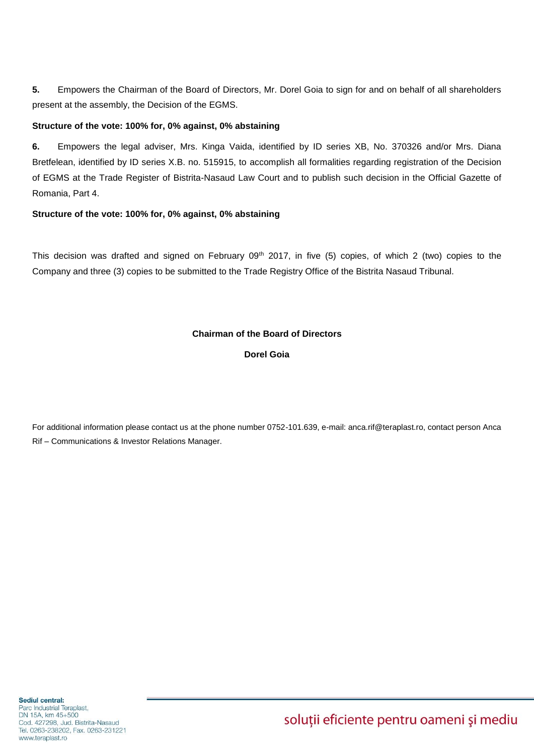**5.** Empowers the Chairman of the Board of Directors, Mr. Dorel Goia to sign for and on behalf of all shareholders present at the assembly, the Decision of the EGMS.

**Structure of the vote: 100% for, 0% against, 0% abstaining**

**6.** Empowers the legal adviser, Mrs. Kinga Vaida, identified by ID series XB, No. 370326 and/or Mrs. Diana Bretfelean, identified by ID series X.B. no. 515915, to accomplish all formalities regarding registration of the Decision of EGMS at the Trade Register of Bistrita-Nasaud Law Court and to publish such decision in the Official Gazette of Romania, Part 4.

**Structure of the vote: 100% for, 0% against, 0% abstaining**

This decision was drafted and signed on February 09th 2017, in five (5) copies, of which 2 (two) copies to the Company and three (3) copies to be submitted to the Trade Registry Office of the Bistrita Nasaud Tribunal.

**Chairman of the Board of Directors**

**Dorel Goia**

For additional information please contact us at the phone number 0752-101.639, e-mail: anca.rif@teraplast.ro, contact person Anca Rif – Communications & Investor Relations Manager.